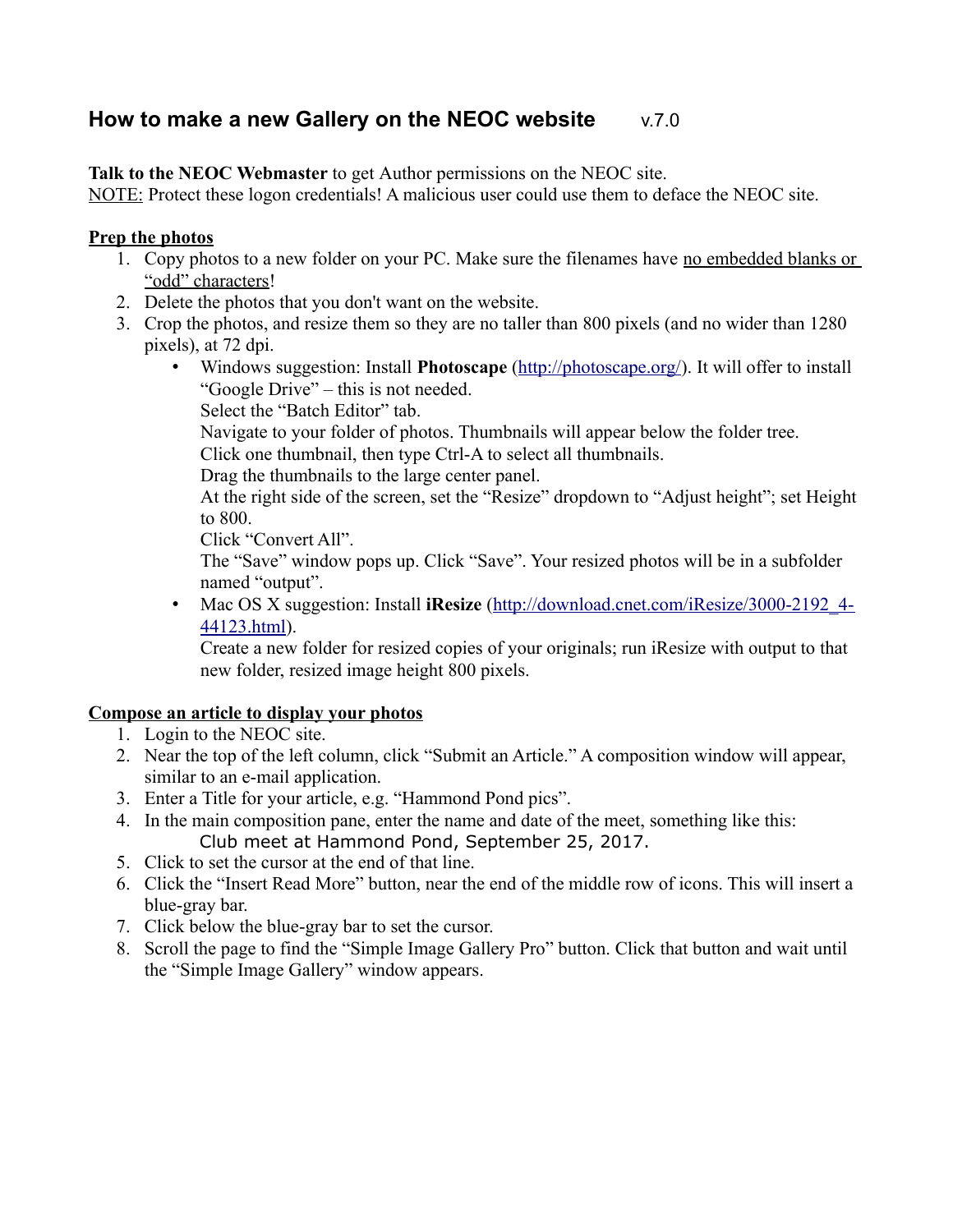# How to make a new Gallery on the NEOC website v.7.0

**Talk to the NEOC Webmaster** to get Author permissions on the NEOC site.
<u>NOTE:</u> Protect these logon credentials! A malicious user could use them to deface the NEOC site.

## <u>Prep the photos</u>

1. Copy photos to a new folder on your PC. Make sure the filenames have <u>no embedded blanks or "odd" characters</u>!
2. Delete the photos that you don't want on the website.
3. Crop the photos, and resize them so they are no taller than 800 pixels (and no wider than 1280 pixels), at 72 dpi.
   - Windows suggestion: Install **Photoscape** (http://photoscape.org/). It will offer to install "Google Drive" – this is not needed.
     Select the "Batch Editor" tab.
     Navigate to your folder of photos. Thumbnails will appear below the folder tree.
     Click one thumbnail, then type Ctrl-A to select all thumbnails.
     Drag the thumbnails to the large center panel.
     At the right side of the screen, set the "Resize" dropdown to "Adjust height"; set Height to 800.
     Click "Convert All".
     The "Save" window pops up. Click "Save". Your resized photos will be in a subfolder named "output".
   - Mac OS X suggestion: Install **iResize** (http://download.cnet.com/iResize/3000-2192_4-44123.html).
     Create a new folder for resized copies of your originals; run iResize with output to that new folder, resized image height 800 pixels.

## <u>Compose an article to display your photos</u>

1. Login to the NEOC site.
2. Near the top of the left column, click "Submit an Article." A composition window will appear, similar to an e-mail application.
3. Enter a Title for your article, e.g. "Hammond Pond pics".
4. In the main composition pane, enter the name and date of the meet, something like this:
   `Club meet at Hammond Pond, September 25, 2017.`
5. Click to set the cursor at the end of that line.
6. Click the "Insert Read More" button, near the end of the middle row of icons. This will insert a blue-gray bar.
7. Click below the blue-gray bar to set the cursor.
8. Scroll the page to find the "Simple Image Gallery Pro" button. Click that button and wait until the "Simple Image Gallery" window appears.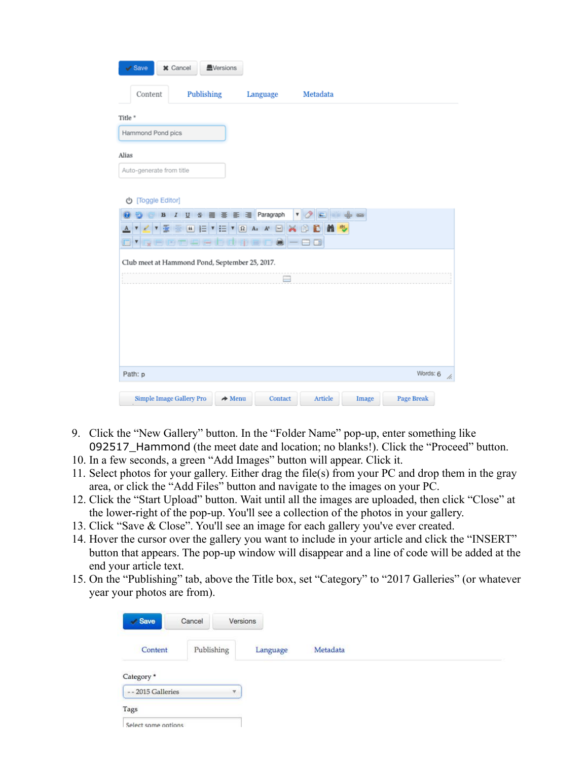9. Click the "New Gallery" button. In the "Folder Name" pop-up, enter something like `092517_Hammond` (the meet date and location; no blanks!). Click the "Proceed" button.
10. In a few seconds, a green "Add Images" button will appear. Click it.
11. Select photos for your gallery. Either drag the file(s) from your PC and drop them in the gray area, or click the "Add Files" button and navigate to the images on your PC.
12. Click the "Start Upload" button. Wait until all the images are uploaded, then click "Close" at the lower-right of the pop-up. You'll see a collection of the photos in your gallery.
13. Click "Save & Close". You'll see an image for each gallery you've ever created.
14. Hover the cursor over the gallery you want to include in your article and click the "INSERT" button that appears. The pop-up window will disappear and a line of code will be added at the end your article text.
15. On the "Publishing" tab, above the Title box, set "Category" to "2017 Galleries" (or whatever year your photos are from).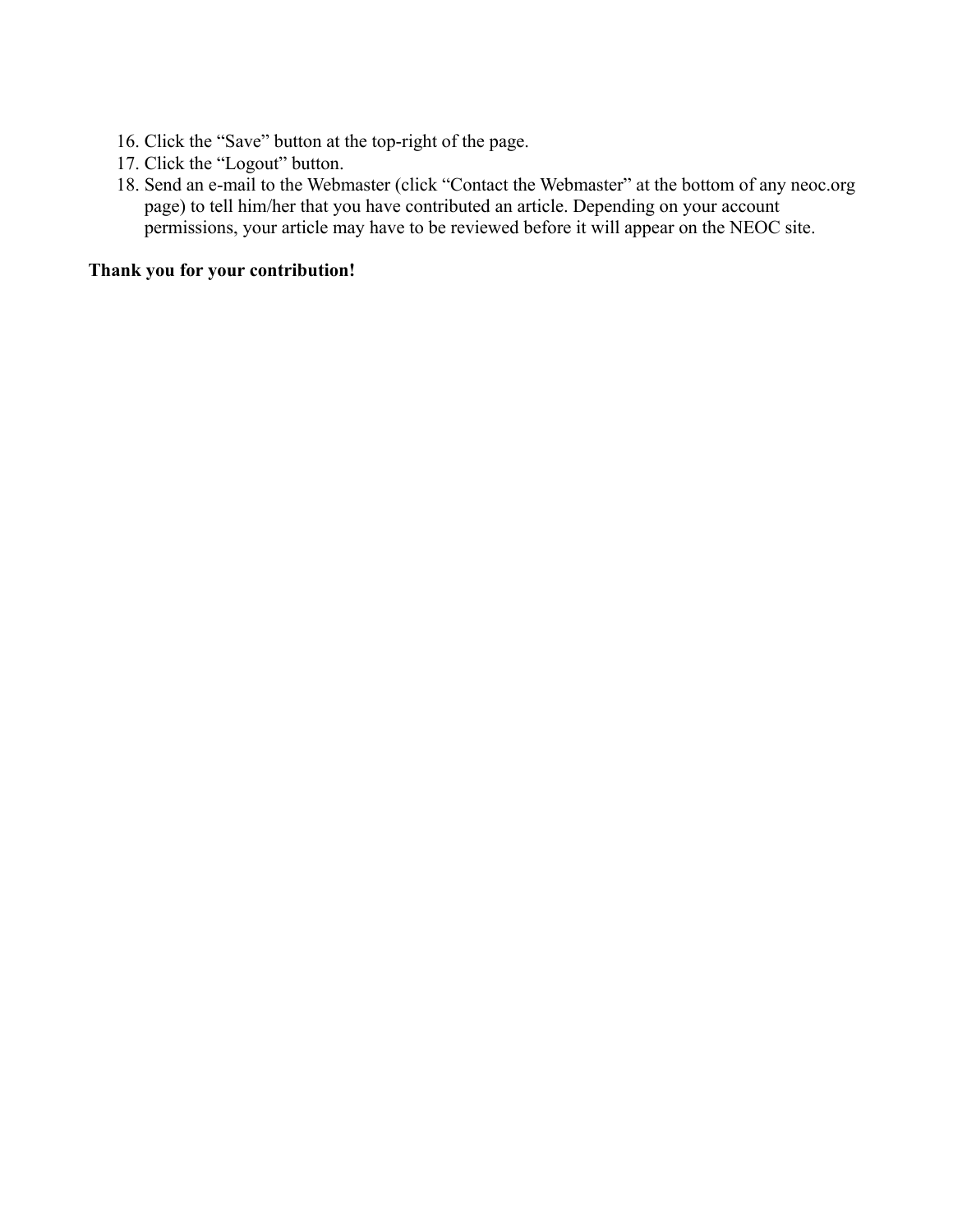16. Click the “Save” button at the top-right of the page.
17. Click the “Logout” button.
18. Send an e-mail to the Webmaster (click “Contact the Webmaster” at the bottom of any neoc.org page) to tell him/her that you have contributed an article. Depending on your account permissions, your article may have to be reviewed before it will appear on the NEOC site.

**Thank you for your contribution!**